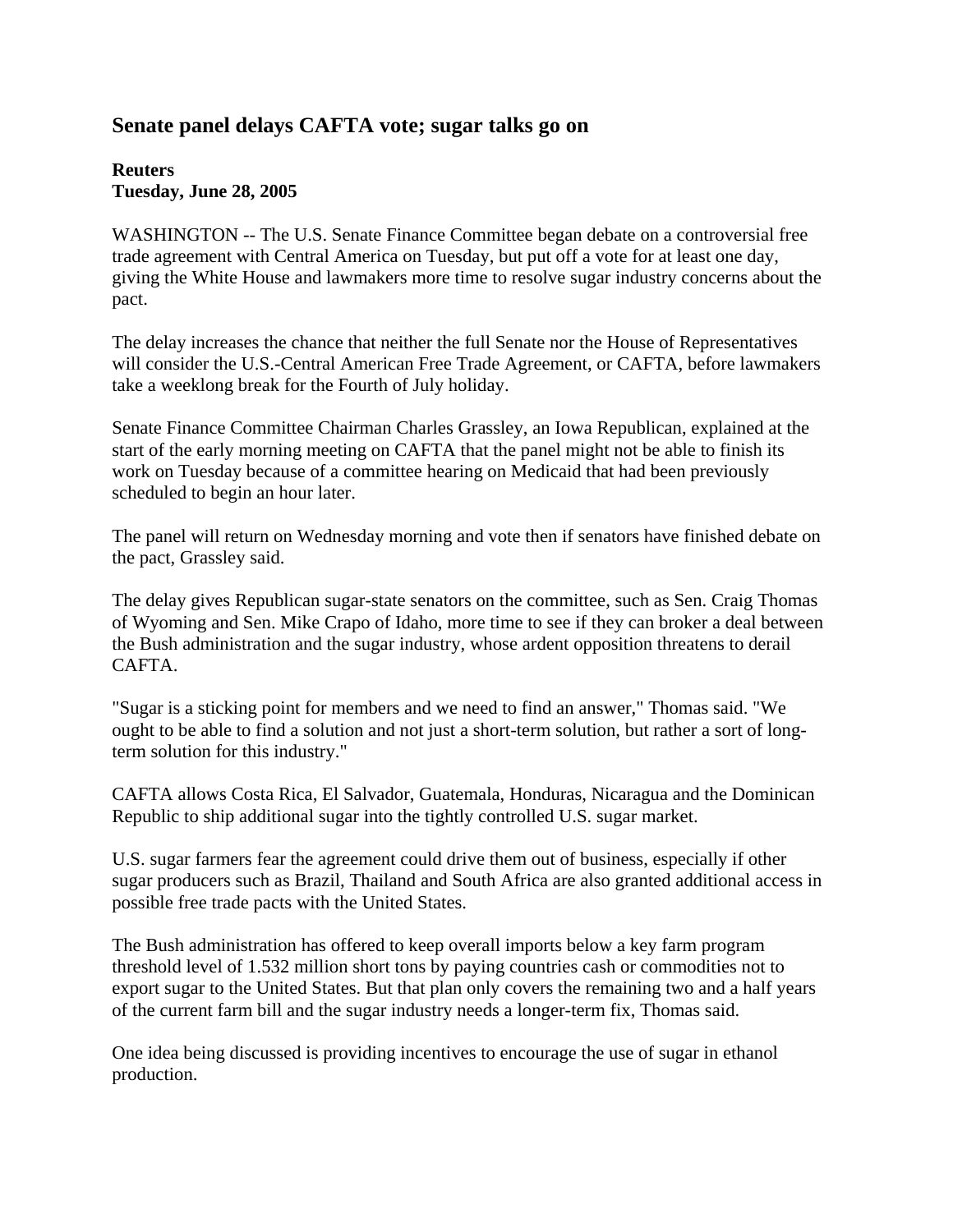# Senate panel delays CAFTA vote; sugar talks go on

**Reuters**
**Tuesday, June 28, 2005**

WASHINGTON -- The U.S. Senate Finance Committee began debate on a controversial free trade agreement with Central America on Tuesday, but put off a vote for at least one day, giving the White House and lawmakers more time to resolve sugar industry concerns about the pact.

The delay increases the chance that neither the full Senate nor the House of Representatives will consider the U.S.-Central American Free Trade Agreement, or CAFTA, before lawmakers take a weeklong break for the Fourth of July holiday.

Senate Finance Committee Chairman Charles Grassley, an Iowa Republican, explained at the start of the early morning meeting on CAFTA that the panel might not be able to finish its work on Tuesday because of a committee hearing on Medicaid that had been previously scheduled to begin an hour later.

The panel will return on Wednesday morning and vote then if senators have finished debate on the pact, Grassley said.

The delay gives Republican sugar-state senators on the committee, such as Sen. Craig Thomas of Wyoming and Sen. Mike Crapo of Idaho, more time to see if they can broker a deal between the Bush administration and the sugar industry, whose ardent opposition threatens to derail CAFTA.

"Sugar is a sticking point for members and we need to find an answer," Thomas said. "We ought to be able to find a solution and not just a short-term solution, but rather a sort of long-term solution for this industry."

CAFTA allows Costa Rica, El Salvador, Guatemala, Honduras, Nicaragua and the Dominican Republic to ship additional sugar into the tightly controlled U.S. sugar market.

U.S. sugar farmers fear the agreement could drive them out of business, especially if other sugar producers such as Brazil, Thailand and South Africa are also granted additional access in possible free trade pacts with the United States.

The Bush administration has offered to keep overall imports below a key farm program threshold level of 1.532 million short tons by paying countries cash or commodities not to export sugar to the United States. But that plan only covers the remaining two and a half years of the current farm bill and the sugar industry needs a longer-term fix, Thomas said.

One idea being discussed is providing incentives to encourage the use of sugar in ethanol production.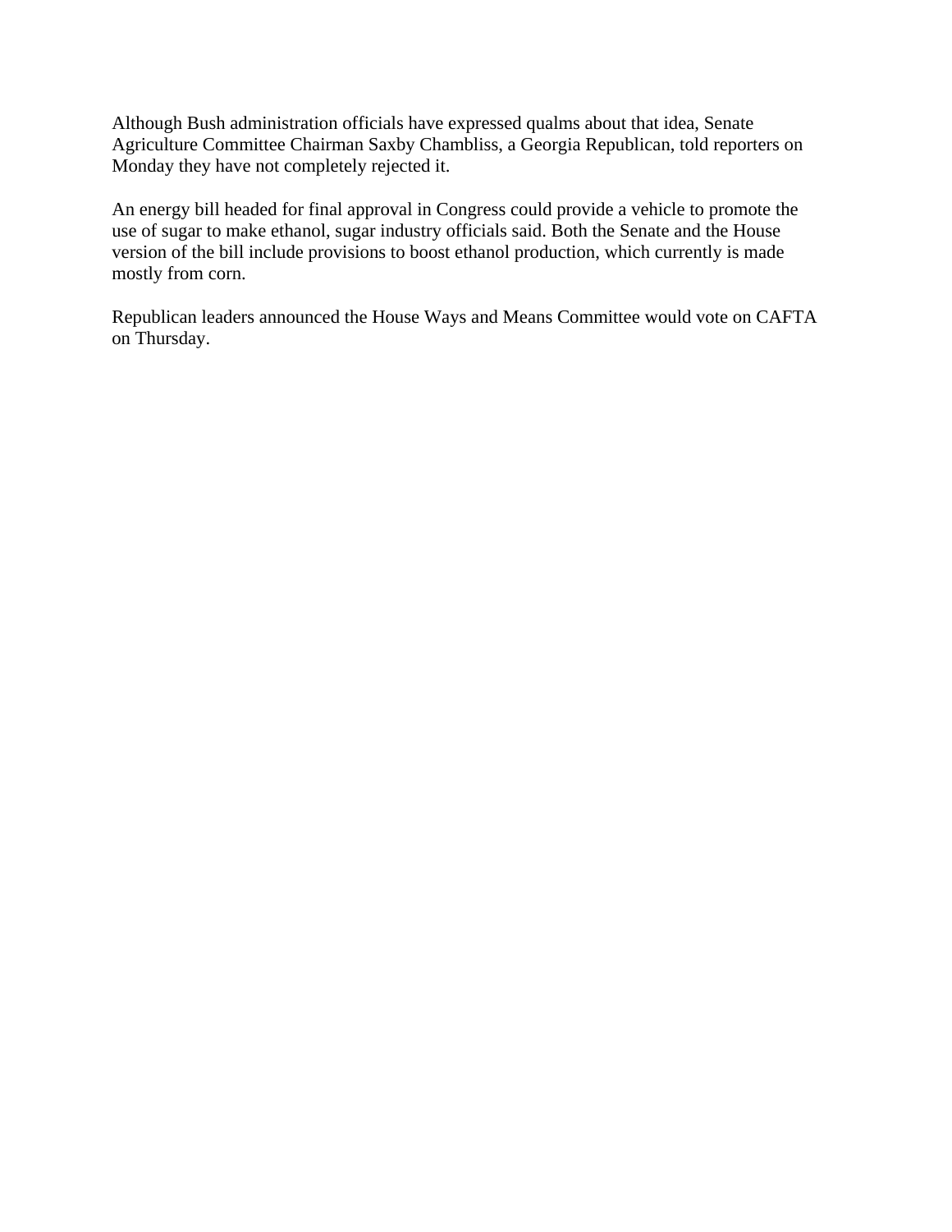Although Bush administration officials have expressed qualms about that idea, Senate Agriculture Committee Chairman Saxby Chambliss, a Georgia Republican, told reporters on Monday they have not completely rejected it.

An energy bill headed for final approval in Congress could provide a vehicle to promote the use of sugar to make ethanol, sugar industry officials said. Both the Senate and the House version of the bill include provisions to boost ethanol production, which currently is made mostly from corn.

Republican leaders announced the House Ways and Means Committee would vote on CAFTA on Thursday.